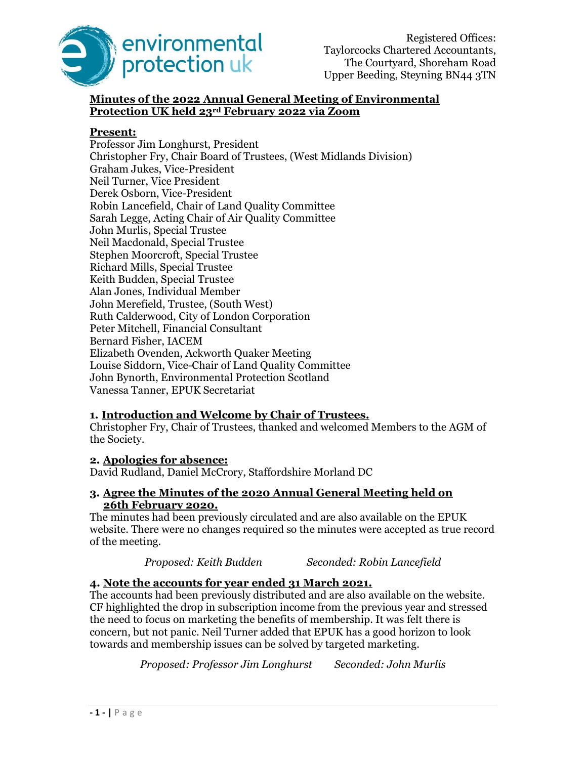Registered Offices:
Taylorcocks Chartered Accountants,
The Courtyard, Shoreham Road
Upper Beeding, Steyning BN44 3TN

# Minutes of the 2022 Annual General Meeting of Environmental Protection UK held 23rd February 2022 via Zoom

**Present:**

Professor Jim Longhurst, President
Christopher Fry, Chair Board of Trustees, (West Midlands Division)
Graham Jukes, Vice-President
Neil Turner, Vice President
Derek Osborn, Vice-President
Robin Lancefield, Chair of Land Quality Committee
Sarah Legge, Acting Chair of Air Quality Committee
John Murlis, Special Trustee
Neil Macdonald, Special Trustee
Stephen Moorcroft, Special Trustee
Richard Mills, Special Trustee
Keith Budden, Special Trustee
Alan Jones, Individual Member
John Merefield, Trustee, (South West)
Ruth Calderwood, City of London Corporation
Peter Mitchell, Financial Consultant
Bernard Fisher, IACEM
Elizabeth Ovenden, Ackworth Quaker Meeting
Louise Siddorn, Vice-Chair of Land Quality Committee
John Bynorth, Environmental Protection Scotland
Vanessa Tanner, EPUK Secretariat

## 1. Introduction and Welcome by Chair of Trustees.

Christopher Fry, Chair of Trustees, thanked and welcomed Members to the AGM of the Society.

## 2. Apologies for absence:

David Rudland, Daniel McCrory, Staffordshire Morland DC

## 3. Agree the Minutes of the 2020 Annual General Meeting held on 26th February 2020.

The minutes had been previously circulated and are also available on the EPUK website. There were no changes required so the minutes were accepted as true record of the meeting.

*Proposed: Keith Budden* *Seconded: Robin Lancefield*

## 4. Note the accounts for year ended 31 March 2021.

The accounts had been previously distributed and are also available on the website. CF highlighted the drop in subscription income from the previous year and stressed the need to focus on marketing the benefits of membership. It was felt there is concern, but not panic. Neil Turner added that EPUK has a good horizon to look towards and membership issues can be solved by targeted marketing.

*Proposed: Professor Jim Longhurst* *Seconded: John Murlis*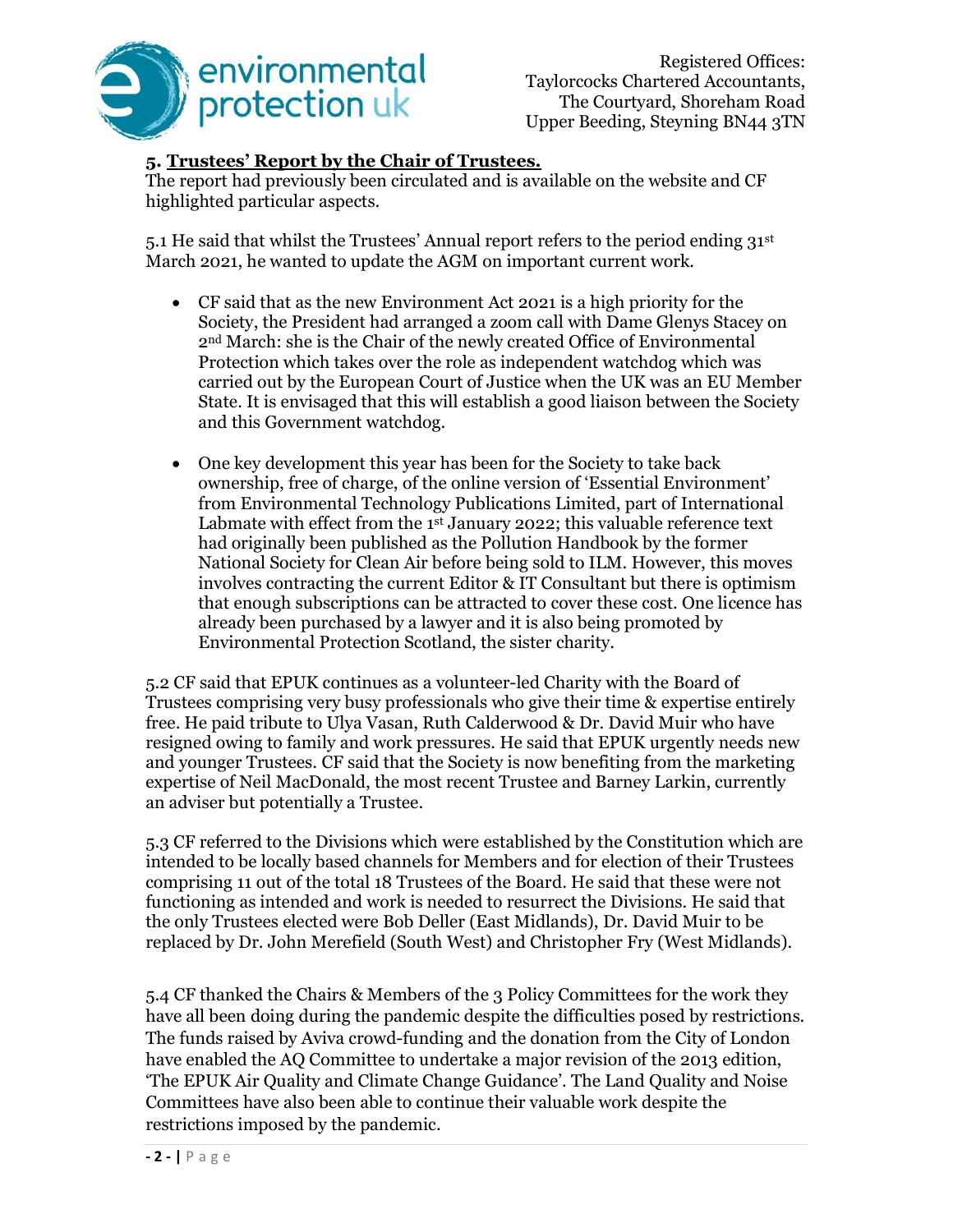## 5. Trustees' Report by the Chair of Trustees.

The report had previously been circulated and is available on the website and CF highlighted particular aspects.

5.1 He said that whilst the Trustees' Annual report refers to the period ending 31st March 2021, he wanted to update the AGM on important current work.

- CF said that as the new Environment Act 2021 is a high priority for the Society, the President had arranged a zoom call with Dame Glenys Stacey on 2nd March: she is the Chair of the newly created Office of Environmental Protection which takes over the role as independent watchdog which was carried out by the European Court of Justice when the UK was an EU Member State. It is envisaged that this will establish a good liaison between the Society and this Government watchdog.
- One key development this year has been for the Society to take back ownership, free of charge, of the online version of 'Essential Environment' from Environmental Technology Publications Limited, part of International Labmate with effect from the 1st January 2022; this valuable reference text had originally been published as the Pollution Handbook by the former National Society for Clean Air before being sold to ILM. However, this moves involves contracting the current Editor & IT Consultant but there is optimism that enough subscriptions can be attracted to cover these cost. One licence has already been purchased by a lawyer and it is also being promoted by Environmental Protection Scotland, the sister charity.

5.2 CF said that EPUK continues as a volunteer-led Charity with the Board of Trustees comprising very busy professionals who give their time & expertise entirely free. He paid tribute to Ulya Vasan, Ruth Calderwood & Dr. David Muir who have resigned owing to family and work pressures. He said that EPUK urgently needs new and younger Trustees. CF said that the Society is now benefiting from the marketing expertise of Neil MacDonald, the most recent Trustee and Barney Larkin, currently an adviser but potentially a Trustee.

5.3 CF referred to the Divisions which were established by the Constitution which are intended to be locally based channels for Members and for election of their Trustees comprising 11 out of the total 18 Trustees of the Board. He said that these were not functioning as intended and work is needed to resurrect the Divisions. He said that the only Trustees elected were Bob Deller (East Midlands), Dr. David Muir to be replaced by Dr. John Merefield (South West) and Christopher Fry (West Midlands).

5.4 CF thanked the Chairs & Members of the 3 Policy Committees for the work they have all been doing during the pandemic despite the difficulties posed by restrictions. The funds raised by Aviva crowd-funding and the donation from the City of London have enabled the AQ Committee to undertake a major revision of the 2013 edition, 'The EPUK Air Quality and Climate Change Guidance'. The Land Quality and Noise Committees have also been able to continue their valuable work despite the restrictions imposed by the pandemic.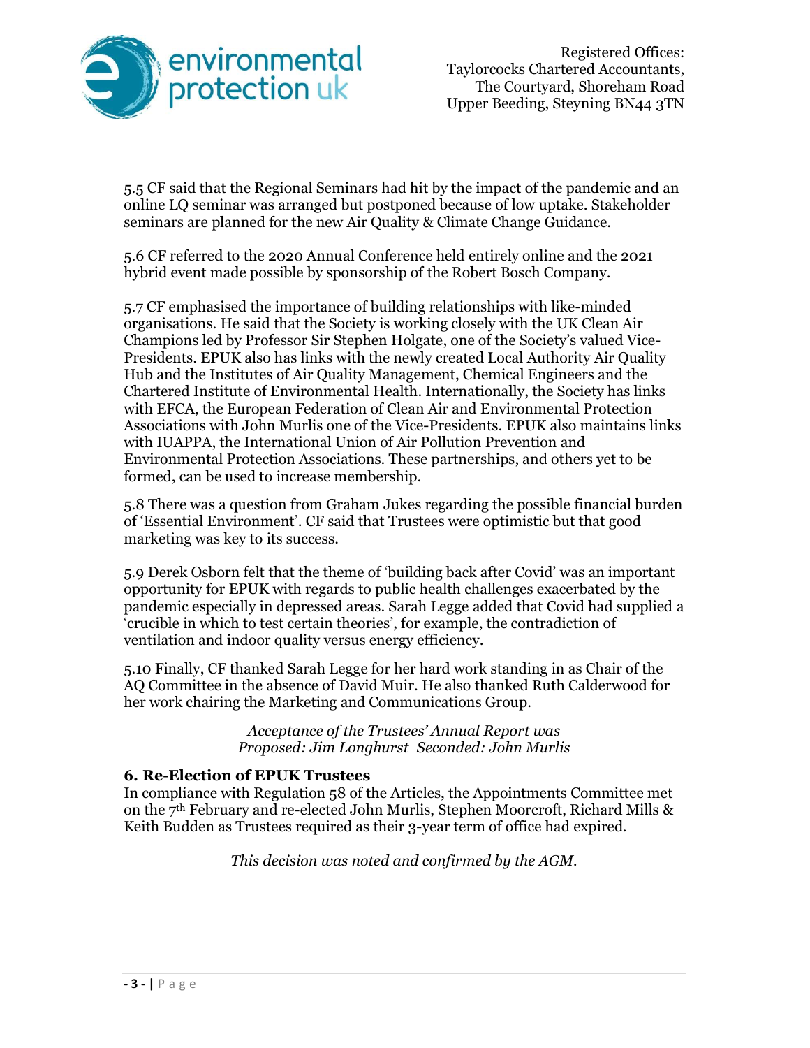5.5 CF said that the Regional Seminars had hit by the impact of the pandemic and an online LQ seminar was arranged but postponed because of low uptake. Stakeholder seminars are planned for the new Air Quality & Climate Change Guidance.

5.6 CF referred to the 2020 Annual Conference held entirely online and the 2021 hybrid event made possible by sponsorship of the Robert Bosch Company.

5.7 CF emphasised the importance of building relationships with like-minded organisations. He said that the Society is working closely with the UK Clean Air Champions led by Professor Sir Stephen Holgate, one of the Society's valued Vice-Presidents. EPUK also has links with the newly created Local Authority Air Quality Hub and the Institutes of Air Quality Management, Chemical Engineers and the Chartered Institute of Environmental Health. Internationally, the Society has links with EFCA, the European Federation of Clean Air and Environmental Protection Associations with John Murlis one of the Vice-Presidents. EPUK also maintains links with IUAPPA, the International Union of Air Pollution Prevention and Environmental Protection Associations. These partnerships, and others yet to be formed, can be used to increase membership.

5.8 There was a question from Graham Jukes regarding the possible financial burden of 'Essential Environment'. CF said that Trustees were optimistic but that good marketing was key to its success.

5.9 Derek Osborn felt that the theme of 'building back after Covid' was an important opportunity for EPUK with regards to public health challenges exacerbated by the pandemic especially in depressed areas. Sarah Legge added that Covid had supplied a 'crucible in which to test certain theories', for example, the contradiction of ventilation and indoor quality versus energy efficiency.

5.10 Finally, CF thanked Sarah Legge for her hard work standing in as Chair of the AQ Committee in the absence of David Muir. He also thanked Ruth Calderwood for her work chairing the Marketing and Communications Group.

*Acceptance of the Trustees' Annual Report was Proposed: Jim Longhurst Seconded: John Murlis*

### 6. Re-Election of EPUK Trustees

In compliance with Regulation 58 of the Articles, the Appointments Committee met on the 7th February and re-elected John Murlis, Stephen Moorcroft, Richard Mills & Keith Budden as Trustees required as their 3-year term of office had expired.

*This decision was noted and confirmed by the AGM.*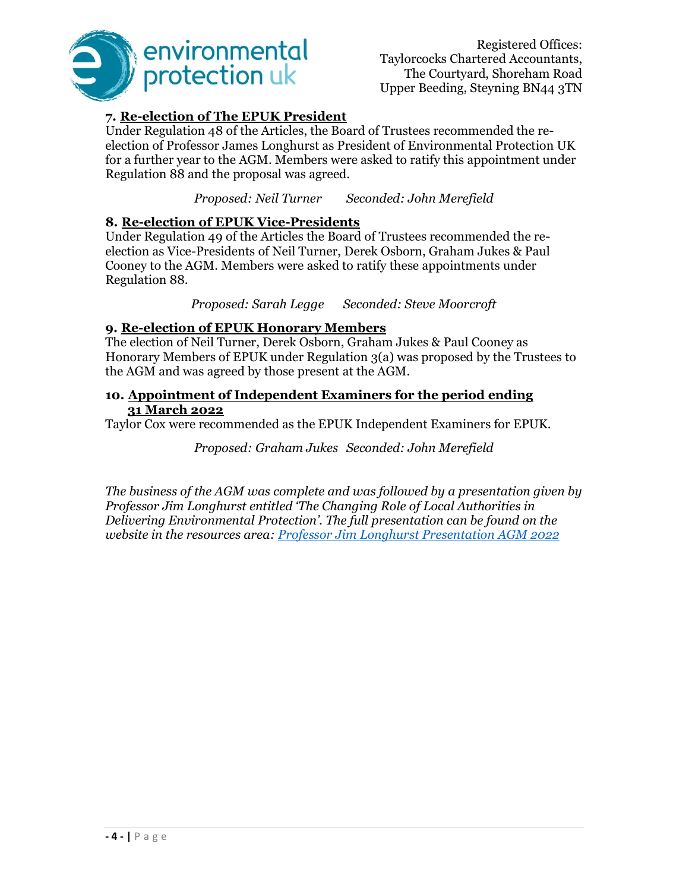Registered Offices:
Taylorcocks Chartered Accountants,
The Courtyard, Shoreham Road
Upper Beeding, Steyning BN44 3TN

### 7. Re-election of The EPUK President

Under Regulation 48 of the Articles, the Board of Trustees recommended the re-election of Professor James Longhurst as President of Environmental Protection UK for a further year to the AGM. Members were asked to ratify this appointment under Regulation 88 and the proposal was agreed.

*Proposed: Neil Turner     Seconded: John Merefield*

### 8. Re-election of EPUK Vice-Presidents

Under Regulation 49 of the Articles the Board of Trustees recommended the re-election as Vice-Presidents of Neil Turner, Derek Osborn, Graham Jukes & Paul Cooney to the AGM. Members were asked to ratify these appointments under Regulation 88.

*Proposed: Sarah Legge     Seconded: Steve Moorcroft*

### 9. Re-election of EPUK Honorary Members

The election of Neil Turner, Derek Osborn, Graham Jukes & Paul Cooney as Honorary Members of EPUK under Regulation 3(a) was proposed by the Trustees to the AGM and was agreed by those present at the AGM.

### 10. Appointment of Independent Examiners for the period ending 31 March 2022

Taylor Cox were recommended as the EPUK Independent Examiners for EPUK.

*Proposed: Graham Jukes   Seconded: John Merefield*

*The business of the AGM was complete and was followed by a presentation given by Professor Jim Longhurst entitled 'The Changing Role of Local Authorities in Delivering Environmental Protection'. The full presentation can be found on the website in the resources area: Professor Jim Longhurst Presentation AGM 2022*